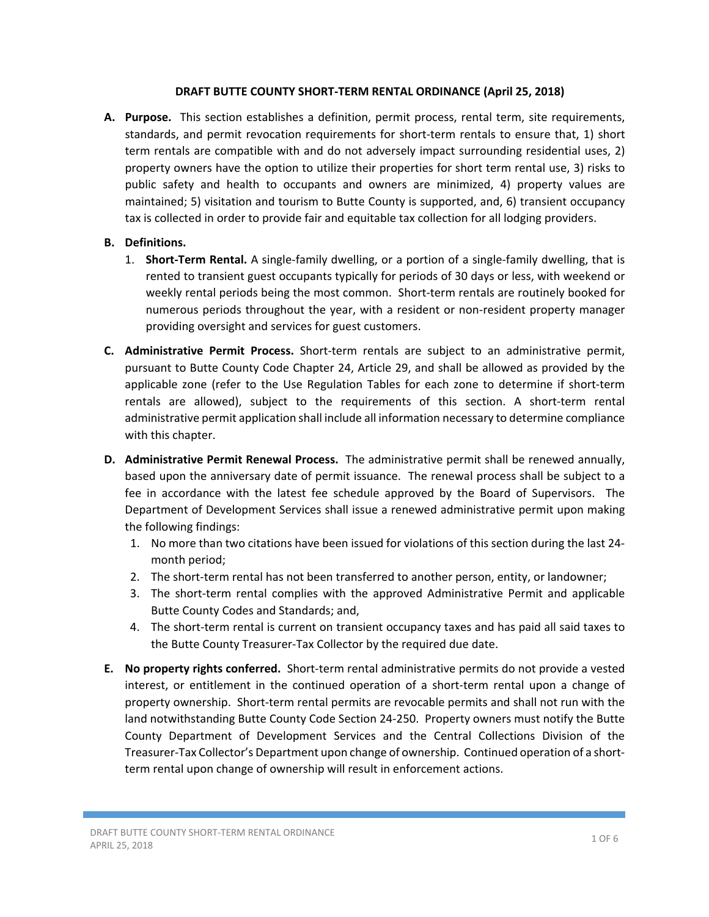# DRAFT BUTTE COUNTY SHORT-TERM RENTAL ORDINANCE (April 25, 2018)

**A. Purpose.** This section establishes a definition, permit process, rental term, site requirements, standards, and permit revocation requirements for short-term rentals to ensure that, 1) short term rentals are compatible with and do not adversely impact surrounding residential uses, 2) property owners have the option to utilize their properties for short term rental use, 3) risks to public safety and health to occupants and owners are minimized, 4) property values are maintained; 5) visitation and tourism to Butte County is supported, and, 6) transient occupancy tax is collected in order to provide fair and equitable tax collection for all lodging providers.

**B. Definitions.**

1. **Short-Term Rental.** A single-family dwelling, or a portion of a single-family dwelling, that is rented to transient guest occupants typically for periods of 30 days or less, with weekend or weekly rental periods being the most common. Short-term rentals are routinely booked for numerous periods throughout the year, with a resident or non-resident property manager providing oversight and services for guest customers.

**C. Administrative Permit Process.** Short-term rentals are subject to an administrative permit, pursuant to Butte County Code Chapter 24, Article 29, and shall be allowed as provided by the applicable zone (refer to the Use Regulation Tables for each zone to determine if short-term rentals are allowed), subject to the requirements of this section. A short-term rental administrative permit application shall include all information necessary to determine compliance with this chapter.

**D. Administrative Permit Renewal Process.** The administrative permit shall be renewed annually, based upon the anniversary date of permit issuance. The renewal process shall be subject to a fee in accordance with the latest fee schedule approved by the Board of Supervisors. The Department of Development Services shall issue a renewed administrative permit upon making the following findings:

1. No more than two citations have been issued for violations of this section during the last 24-month period;
2. The short-term rental has not been transferred to another person, entity, or landowner;
3. The short-term rental complies with the approved Administrative Permit and applicable Butte County Codes and Standards; and,
4. The short-term rental is current on transient occupancy taxes and has paid all said taxes to the Butte County Treasurer-Tax Collector by the required due date.

**E. No property rights conferred.** Short-term rental administrative permits do not provide a vested interest, or entitlement in the continued operation of a short-term rental upon a change of property ownership. Short-term rental permits are revocable permits and shall not run with the land notwithstanding Butte County Code Section 24-250. Property owners must notify the Butte County Department of Development Services and the Central Collections Division of the Treasurer-Tax Collector's Department upon change of ownership. Continued operation of a short-term rental upon change of ownership will result in enforcement actions.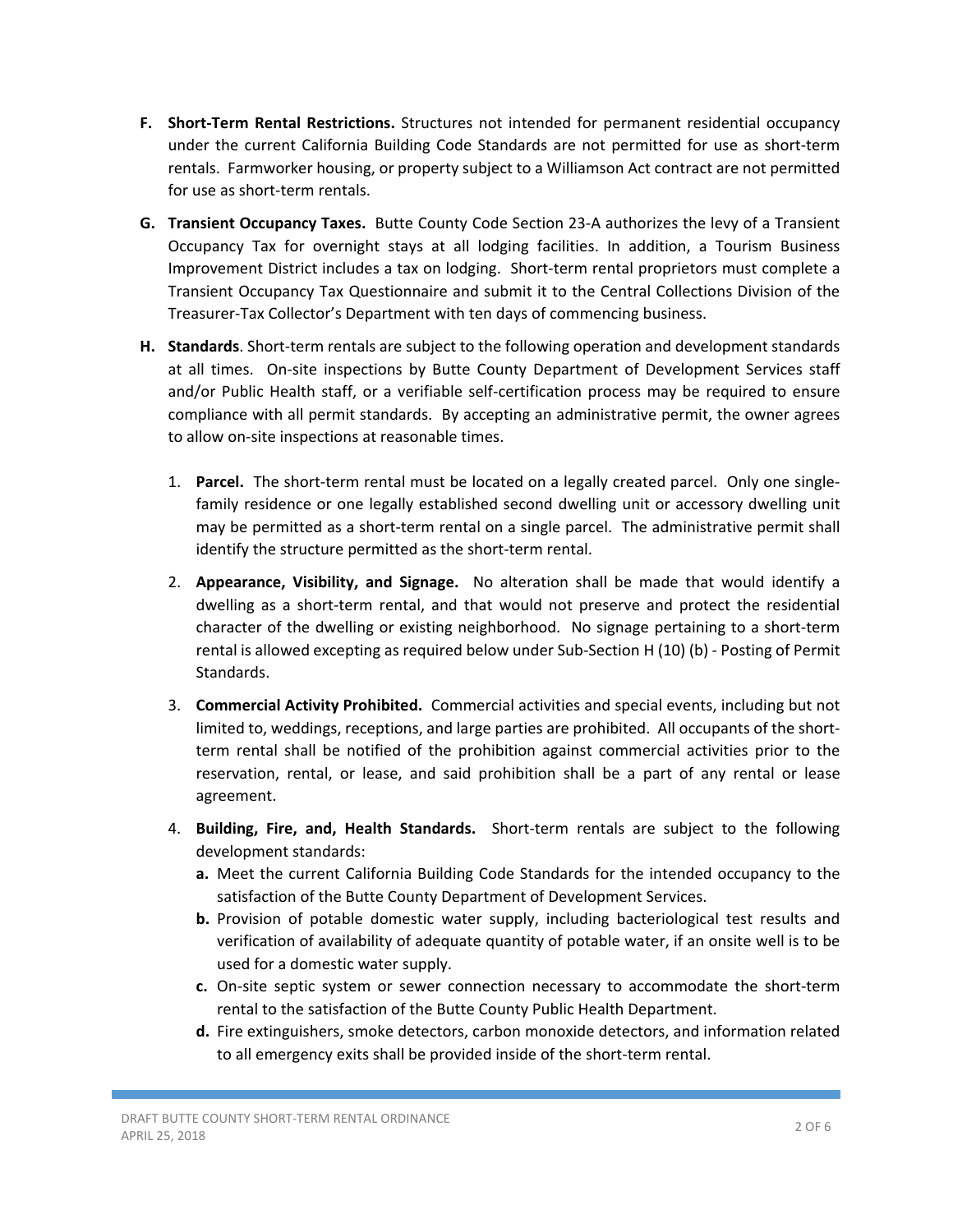**F. Short-Term Rental Restrictions.** Structures not intended for permanent residential occupancy under the current California Building Code Standards are not permitted for use as short-term rentals. Farmworker housing, or property subject to a Williamson Act contract are not permitted for use as short-term rentals.

**G. Transient Occupancy Taxes.** Butte County Code Section 23-A authorizes the levy of a Transient Occupancy Tax for overnight stays at all lodging facilities. In addition, a Tourism Business Improvement District includes a tax on lodging. Short-term rental proprietors must complete a Transient Occupancy Tax Questionnaire and submit it to the Central Collections Division of the Treasurer-Tax Collector's Department with ten days of commencing business.

**H. Standards**. Short-term rentals are subject to the following operation and development standards at all times. On-site inspections by Butte County Department of Development Services staff and/or Public Health staff, or a verifiable self-certification process may be required to ensure compliance with all permit standards. By accepting an administrative permit, the owner agrees to allow on-site inspections at reasonable times.

1. **Parcel.** The short-term rental must be located on a legally created parcel. Only one single-family residence or one legally established second dwelling unit or accessory dwelling unit may be permitted as a short-term rental on a single parcel. The administrative permit shall identify the structure permitted as the short-term rental.

2. **Appearance, Visibility, and Signage.** No alteration shall be made that would identify a dwelling as a short-term rental, and that would not preserve and protect the residential character of the dwelling or existing neighborhood. No signage pertaining to a short-term rental is allowed excepting as required below under Sub-Section H (10) (b) - Posting of Permit Standards.

3. **Commercial Activity Prohibited.** Commercial activities and special events, including but not limited to, weddings, receptions, and large parties are prohibited. All occupants of the short-term rental shall be notified of the prohibition against commercial activities prior to the reservation, rental, or lease, and said prohibition shall be a part of any rental or lease agreement.

4. **Building, Fire, and, Health Standards.** Short-term rentals are subject to the following development standards:
   - **a.** Meet the current California Building Code Standards for the intended occupancy to the satisfaction of the Butte County Department of Development Services.
   - **b.** Provision of potable domestic water supply, including bacteriological test results and verification of availability of adequate quantity of potable water, if an onsite well is to be used for a domestic water supply.
   - **c.** On-site septic system or sewer connection necessary to accommodate the short-term rental to the satisfaction of the Butte County Public Health Department.
   - **d.** Fire extinguishers, smoke detectors, carbon monoxide detectors, and information related to all emergency exits shall be provided inside of the short-term rental.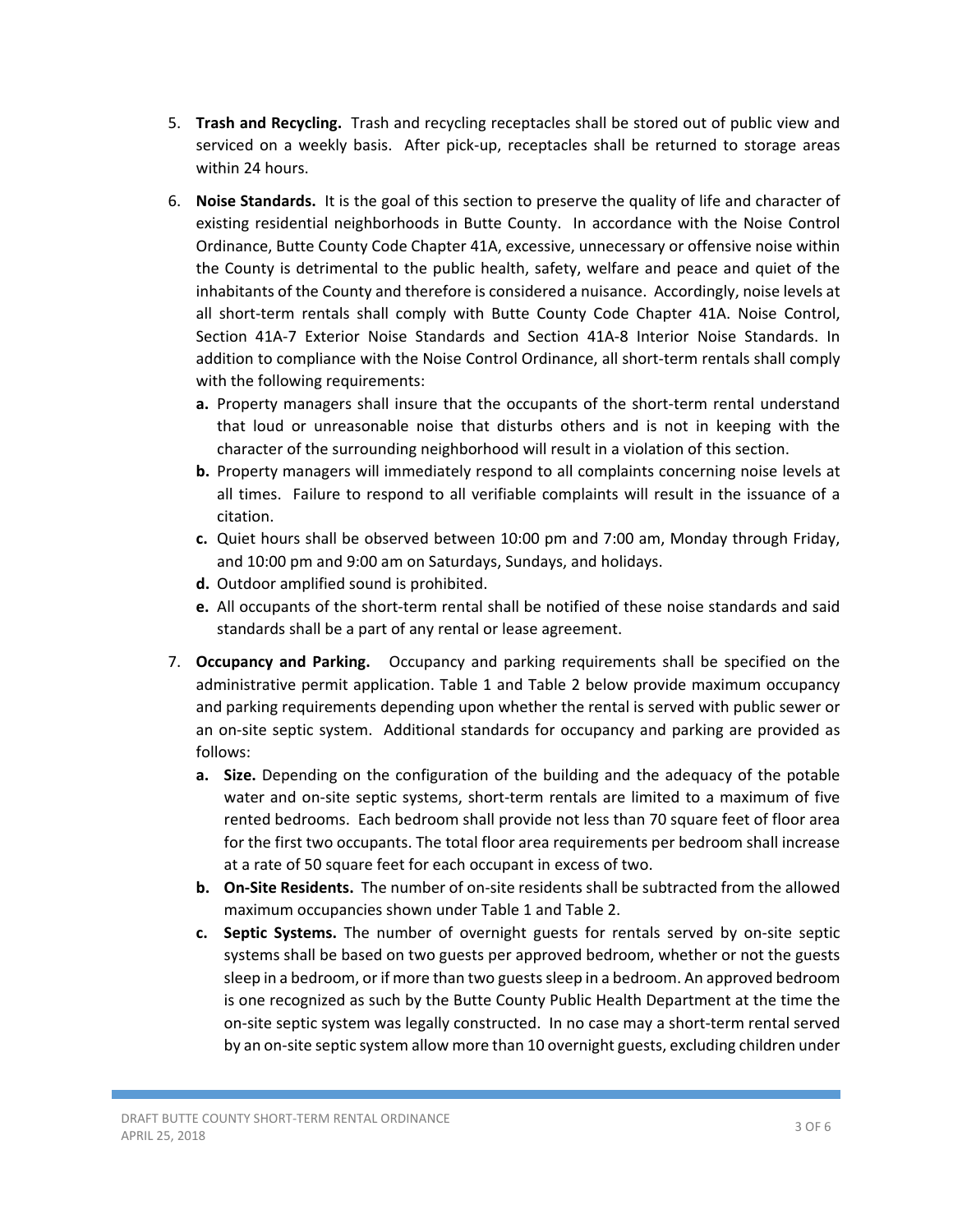5. **Trash and Recycling.** Trash and recycling receptacles shall be stored out of public view and serviced on a weekly basis. After pick-up, receptacles shall be returned to storage areas within 24 hours.

6. **Noise Standards.** It is the goal of this section to preserve the quality of life and character of existing residential neighborhoods in Butte County. In accordance with the Noise Control Ordinance, Butte County Code Chapter 41A, excessive, unnecessary or offensive noise within the County is detrimental to the public health, safety, welfare and peace and quiet of the inhabitants of the County and therefore is considered a nuisance. Accordingly, noise levels at all short-term rentals shall comply with Butte County Code Chapter 41A. Noise Control, Section 41A-7 Exterior Noise Standards and Section 41A-8 Interior Noise Standards. In addition to compliance with the Noise Control Ordinance, all short-term rentals shall comply with the following requirements:
   - **a.** Property managers shall insure that the occupants of the short-term rental understand that loud or unreasonable noise that disturbs others and is not in keeping with the character of the surrounding neighborhood will result in a violation of this section.
   - **b.** Property managers will immediately respond to all complaints concerning noise levels at all times. Failure to respond to all verifiable complaints will result in the issuance of a citation.
   - **c.** Quiet hours shall be observed between 10:00 pm and 7:00 am, Monday through Friday, and 10:00 pm and 9:00 am on Saturdays, Sundays, and holidays.
   - **d.** Outdoor amplified sound is prohibited.
   - **e.** All occupants of the short-term rental shall be notified of these noise standards and said standards shall be a part of any rental or lease agreement.

7. **Occupancy and Parking.** Occupancy and parking requirements shall be specified on the administrative permit application. Table 1 and Table 2 below provide maximum occupancy and parking requirements depending upon whether the rental is served with public sewer or an on-site septic system. Additional standards for occupancy and parking are provided as follows:
   - **a. Size.** Depending on the configuration of the building and the adequacy of the potable water and on-site septic systems, short-term rentals are limited to a maximum of five rented bedrooms. Each bedroom shall provide not less than 70 square feet of floor area for the first two occupants. The total floor area requirements per bedroom shall increase at a rate of 50 square feet for each occupant in excess of two.
   - **b. On-Site Residents.** The number of on-site residents shall be subtracted from the allowed maximum occupancies shown under Table 1 and Table 2.
   - **c. Septic Systems.** The number of overnight guests for rentals served by on-site septic systems shall be based on two guests per approved bedroom, whether or not the guests sleep in a bedroom, or if more than two guests sleep in a bedroom. An approved bedroom is one recognized as such by the Butte County Public Health Department at the time the on-site septic system was legally constructed. In no case may a short-term rental served by an on-site septic system allow more than 10 overnight guests, excluding children under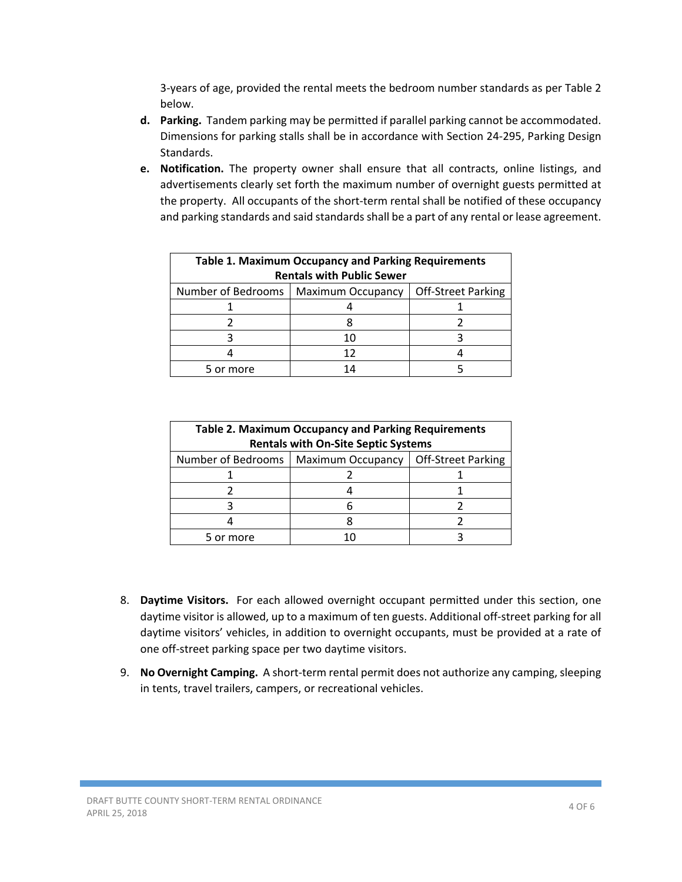3-years of age, provided the rental meets the bedroom number standards as per Table 2 below.

- **d. Parking.** Tandem parking may be permitted if parallel parking cannot be accommodated. Dimensions for parking stalls shall be in accordance with Section 24-295, Parking Design Standards.
- **e. Notification.** The property owner shall ensure that all contracts, online listings, and advertisements clearly set forth the maximum number of overnight guests permitted at the property. All occupants of the short-term rental shall be notified of these occupancy and parking standards and said standards shall be a part of any rental or lease agreement.

| **Table 1. Maximum Occupancy and Parking Requirements Rentals with Public Sewer** | | |
|---|---|---|
| Number of Bedrooms | Maximum Occupancy | Off-Street Parking |
| 1 | 4 | 1 |
| 2 | 8 | 2 |
| 3 | 10 | 3 |
| 4 | 12 | 4 |
| 5 or more | 14 | 5 |

| **Table 2. Maximum Occupancy and Parking Requirements Rentals with On-Site Septic Systems** | | |
|---|---|---|
| Number of Bedrooms | Maximum Occupancy | Off-Street Parking |
| 1 | 2 | 1 |
| 2 | 4 | 1 |
| 3 | 6 | 2 |
| 4 | 8 | 2 |
| 5 or more | 10 | 3 |

8. **Daytime Visitors.** For each allowed overnight occupant permitted under this section, one daytime visitor is allowed, up to a maximum of ten guests. Additional off-street parking for all daytime visitors' vehicles, in addition to overnight occupants, must be provided at a rate of one off-street parking space per two daytime visitors.

9. **No Overnight Camping.** A short-term rental permit does not authorize any camping, sleeping in tents, travel trailers, campers, or recreational vehicles.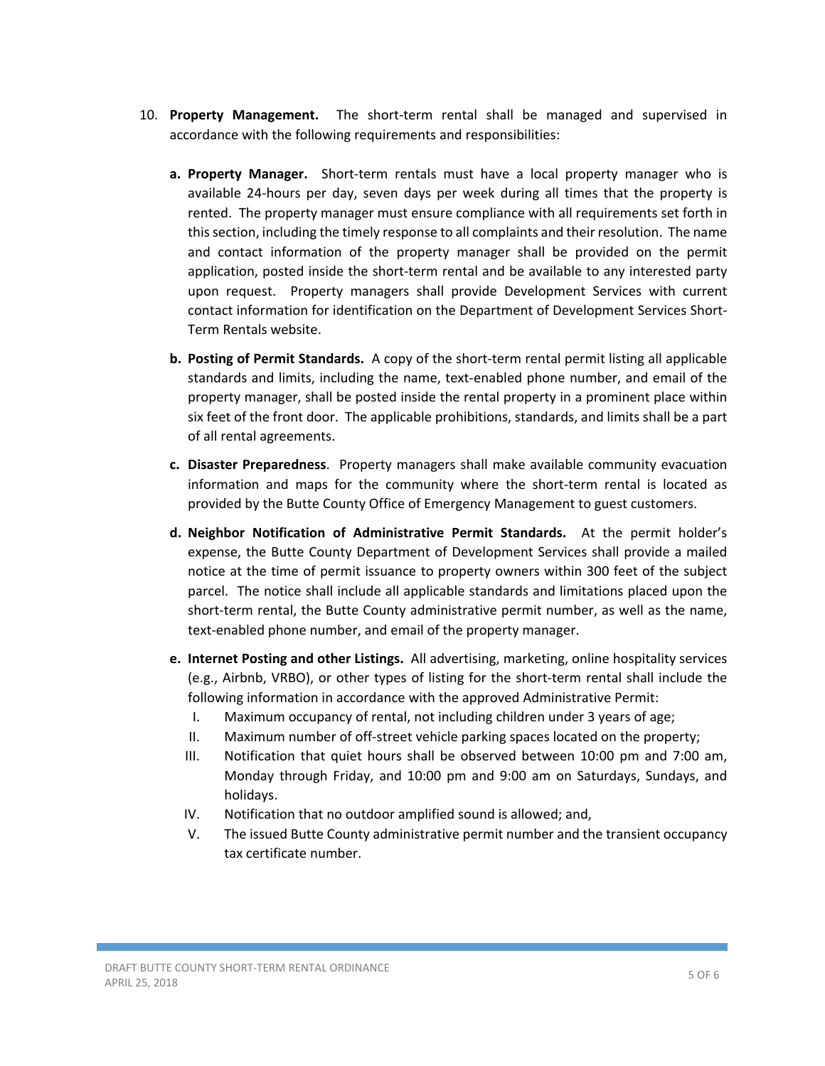10. **Property Management.** The short-term rental shall be managed and supervised in accordance with the following requirements and responsibilities:

    a. **Property Manager.** Short-term rentals must have a local property manager who is available 24-hours per day, seven days per week during all times that the property is rented. The property manager must ensure compliance with all requirements set forth in this section, including the timely response to all complaints and their resolution. The name and contact information of the property manager shall be provided on the permit application, posted inside the short-term rental and be available to any interested party upon request. Property managers shall provide Development Services with current contact information for identification on the Department of Development Services Short-Term Rentals website.

    b. **Posting of Permit Standards.** A copy of the short-term rental permit listing all applicable standards and limits, including the name, text-enabled phone number, and email of the property manager, shall be posted inside the rental property in a prominent place within six feet of the front door. The applicable prohibitions, standards, and limits shall be a part of all rental agreements.

    c. **Disaster Preparedness**. Property managers shall make available community evacuation information and maps for the community where the short-term rental is located as provided by the Butte County Office of Emergency Management to guest customers.

    d. **Neighbor Notification of Administrative Permit Standards.** At the permit holder's expense, the Butte County Department of Development Services shall provide a mailed notice at the time of permit issuance to property owners within 300 feet of the subject parcel. The notice shall include all applicable standards and limitations placed upon the short-term rental, the Butte County administrative permit number, as well as the name, text-enabled phone number, and email of the property manager.

    e. **Internet Posting and other Listings.** All advertising, marketing, online hospitality services (e.g., Airbnb, VRBO), or other types of listing for the short-term rental shall include the following information in accordance with the approved Administrative Permit:

        I. Maximum occupancy of rental, not including children under 3 years of age;

        II. Maximum number of off-street vehicle parking spaces located on the property;

        III. Notification that quiet hours shall be observed between 10:00 pm and 7:00 am, Monday through Friday, and 10:00 pm and 9:00 am on Saturdays, Sundays, and holidays.

        IV. Notification that no outdoor amplified sound is allowed; and,

        V. The issued Butte County administrative permit number and the transient occupancy tax certificate number.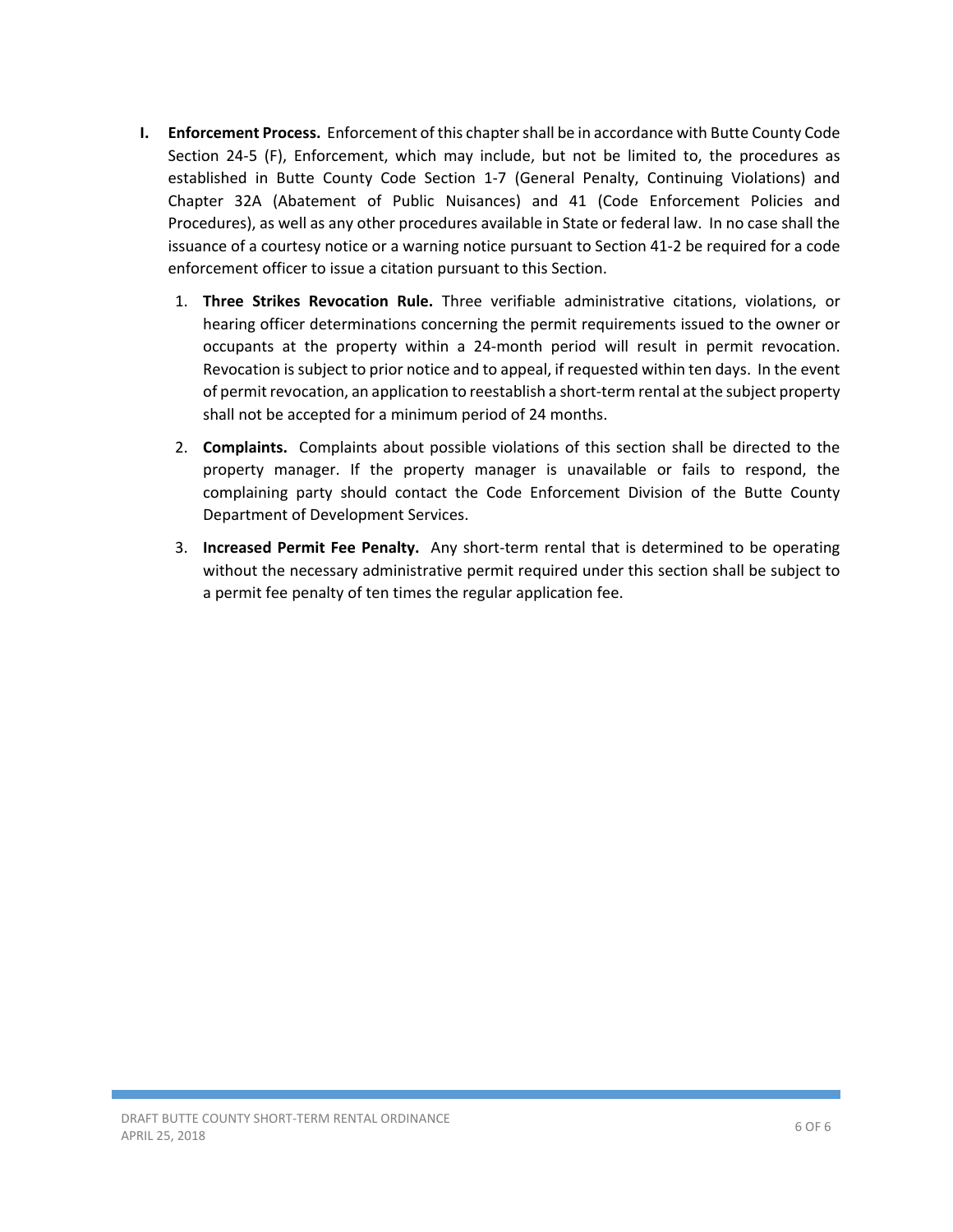**I. Enforcement Process.** Enforcement of this chapter shall be in accordance with Butte County Code Section 24-5 (F), Enforcement, which may include, but not be limited to, the procedures as established in Butte County Code Section 1-7 (General Penalty, Continuing Violations) and Chapter 32A (Abatement of Public Nuisances) and 41 (Code Enforcement Policies and Procedures), as well as any other procedures available in State or federal law. In no case shall the issuance of a courtesy notice or a warning notice pursuant to Section 41-2 be required for a code enforcement officer to issue a citation pursuant to this Section.

1. **Three Strikes Revocation Rule.** Three verifiable administrative citations, violations, or hearing officer determinations concerning the permit requirements issued to the owner or occupants at the property within a 24-month period will result in permit revocation. Revocation is subject to prior notice and to appeal, if requested within ten days. In the event of permit revocation, an application to reestablish a short-term rental at the subject property shall not be accepted for a minimum period of 24 months.

2. **Complaints.** Complaints about possible violations of this section shall be directed to the property manager. If the property manager is unavailable or fails to respond, the complaining party should contact the Code Enforcement Division of the Butte County Department of Development Services.

3. **Increased Permit Fee Penalty.** Any short-term rental that is determined to be operating without the necessary administrative permit required under this section shall be subject to a permit fee penalty of ten times the regular application fee.